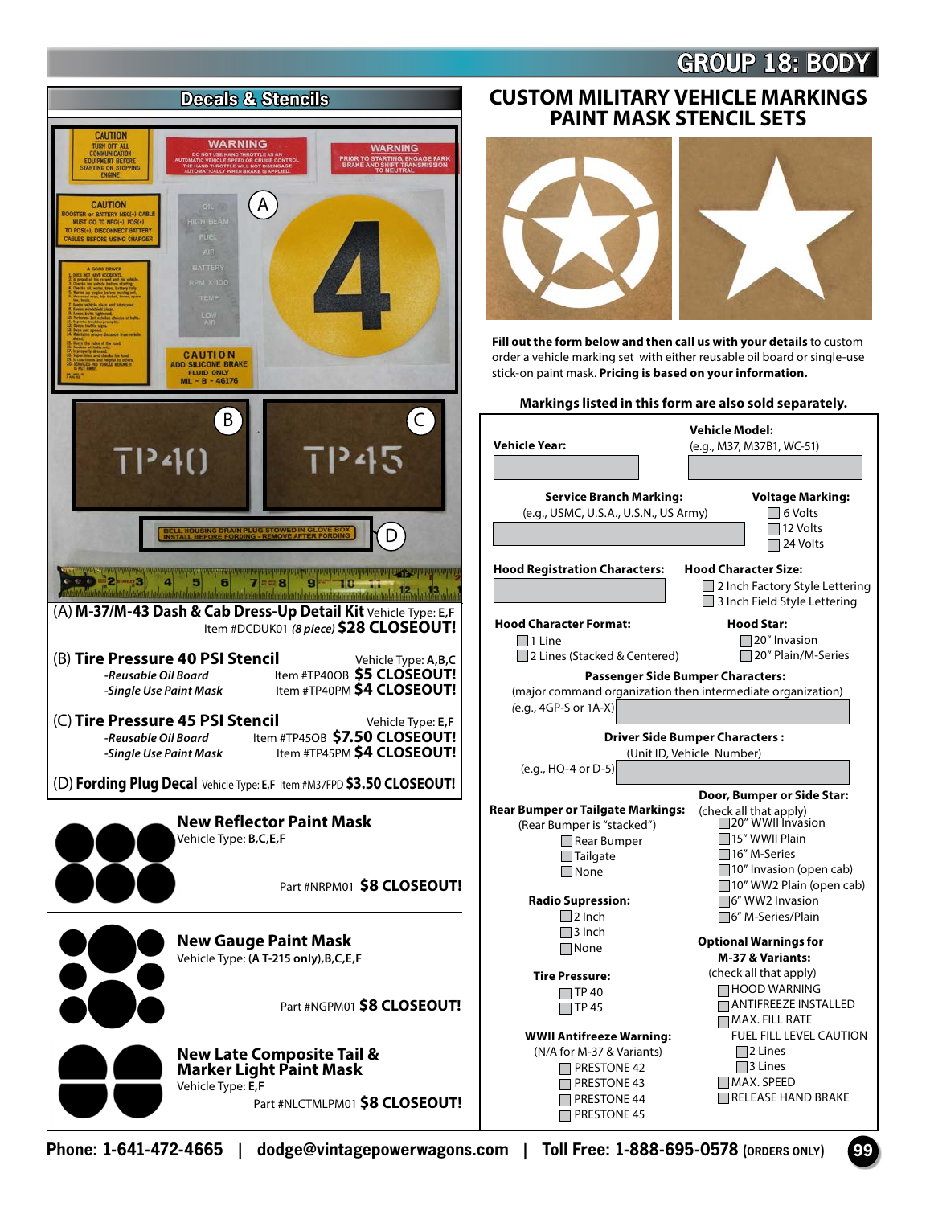# GROUP 18: BODY

## Decals & Stencils

(A) **M-37/M-43 Dash & Cab Dress-Up Detail Kit** Vehicle Type: **E,F**
Item #DCDUK01 *(8 piece)* **$28 CLOSEOUT!**

(B) **Tire Pressure 40 PSI Stencil** Vehicle Type: **A,B,C**
*-Reusable Oil Board* Item #TP40OB **$5 CLOSEOUT!**
*-Single Use Paint Mask* Item #TP40PM **$4 CLOSEOUT!**

(C) **Tire Pressure 45 PSI Stencil** Vehicle Type: **E,F**
*-Reusable Oil Board* Item #TP45OB **$7.50 CLOSEOUT!**
*-Single Use Paint Mask* Item #TP45PM **$4 CLOSEOUT!**

(D) **Fording Plug Decal** Vehicle Type: **E,F** Item #M37FPD **$3.50 CLOSEOUT!**

**New Reflector Paint Mask**
Vehicle Type: **B,C,E,F**
Part #NRPM01 **$8 CLOSEOUT!**

**New Gauge Paint Mask**
Vehicle Type: **(A T-215 only),B,C,E,F**
Part #NGPM01 **$8 CLOSEOUT!**

**New Late Composite Tail & Marker Light Paint Mask**
Vehicle Type: **E,F**
Part #NLCTMLPM01 **$8 CLOSEOUT!**

## CUSTOM MILITARY VEHICLE MARKINGS PAINT MASK STENCIL SETS

**Fill out the form below and then call us with your details** to custom order a vehicle marking set with either reusable oil board or single-use stick-on paint mask. **Pricing is based on your information.**

**Markings listed in this form are also sold separately.**

**Vehicle Year:** ______

**Vehicle Model:** (e.g., M37, M37B1, WC-51) ______

**Service Branch Marking:** (e.g., USMC, U.S.A., U.S.N., US Army) ______

**Voltage Marking:**
- ☐ 6 Volts
- ☐ 12 Volts
- ☐ 24 Volts

**Hood Registration Characters:** ______

**Hood Character Size:**
- ☐ 2 Inch Factory Style Lettering
- ☐ 3 Inch Field Style Lettering

**Hood Character Format:**
- ☐ 1 Line
- ☐ 2 Lines (Stacked & Centered)

**Hood Star:**
- ☐ 20" Invasion
- ☐ 20" Plain/M-Series

**Passenger Side Bumper Characters:**
(major command organization then intermediate organization)
(e.g., 4GP-S or 1A-X) ______

**Driver Side Bumper Characters :**
(Unit ID, Vehicle Number)
(e.g., HQ-4 or D-5) ______

**Rear Bumper or Tailgate Markings:**
(Rear Bumper is "stacked")
- ☐ Rear Bumper
- ☐ Tailgate
- ☐ None

**Radio Supression:**
- ☐ 2 Inch
- ☐ 3 Inch
- ☐ None

**Tire Pressure:**
- ☐ TP 40
- ☐ TP 45

**WWII Antifreeze Warning:**
(N/A for M-37 & Variants)
- ☐ PRESTONE 42
- ☐ PRESTONE 43
- ☐ PRESTONE 44
- ☐ PRESTONE 45

**Door, Bumper or Side Star:**
(check all that apply)
- ☐ 20" WWII Invasion
- ☐ 15" WWII Plain
- ☐ 16" M-Series
- ☐ 10" Invasion (open cab)
- ☐ 10" WW2 Plain (open cab)
- ☐ 6" WW2 Invasion
- ☐ 6" M-Series/Plain

**Optional Warnings for M-37 & Variants:**
(check all that apply)
- ☐ HOOD WARNING
- ☐ ANTIFREEZE INSTALLED
- ☐ MAX. FILL RATE
- FUEL FILL LEVEL CAUTION
  - ☐ 2 Lines
  - ☐ 3 Lines
- ☐ MAX. SPEED
- ☐ RELEASE HAND BRAKE

**Phone: 1-641-472-4665 | dodge@vintagepowerwagons.com | Toll Free: 1-888-695-0578 (ORDERS ONLY)**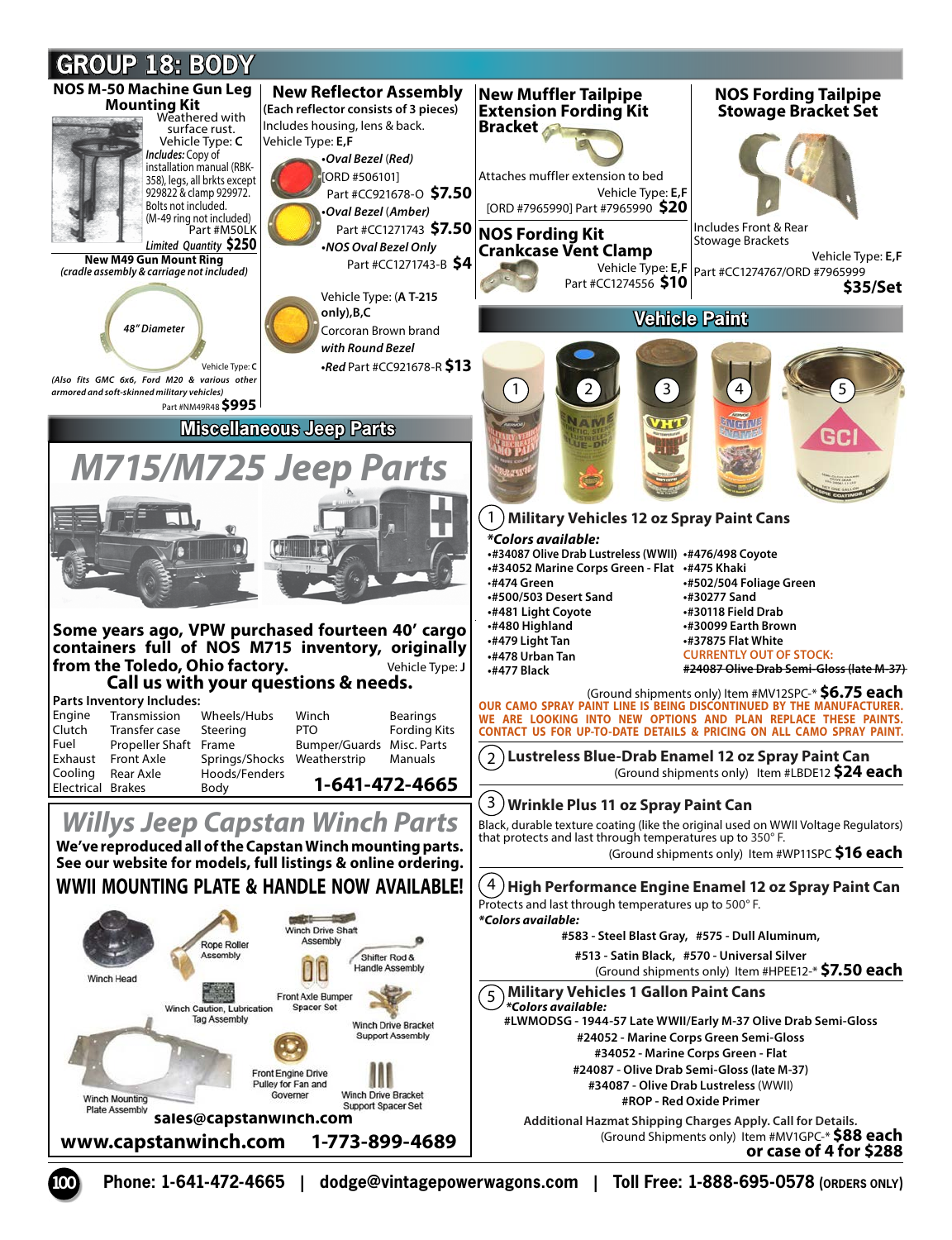# GROUP 18: BODY

## NOS M-50 Machine Gun Leg Mounting Kit

Weathered with surface rust.
Vehicle Type: **C**

*Includes:* Copy of installation manual (RBK-358), legs, all brkts except 929822 & clamp 929972. Bolts not included. (M-49 ring not included)
Part #M50LK
*Limited Quantity* **$250**

## New M49 Gun Mount Ring

*(cradle assembly & carriage not included)*

*48" Diameter*

Vehicle Type: C

*(Also fits GMC 6x6, Ford M20 & various other armored and soft-skinned military vehicles)*
Part #NM49R48 **$995**

## New Reflector Assembly

**(Each reflector consists of 3 pieces)**
Includes housing, lens & back.
Vehicle Type: **E,F**

- ***Oval Bezel*** *(Red)* [ORD #506101] Part #CC921678-O **$7.50**
- ***Oval Bezel*** *(Amber)* Part #CC1271743 **$7.50**
- ***NOS Oval Bezel Only*** Part #CC1271743-B **$4**

Vehicle Type: (**A T-215 only**),**B,C**
Corcoran Brown brand ***with Round Bezel***

- ***Red*** Part #CC921678-R **$13**

## New Muffler Tailpipe Extension Fording Kit Bracket

Attaches muffler extension to bed
Vehicle Type: **E,F**
[ORD #7965990] Part #7965990 **$20**

## NOS Fording Tailpipe Stowage Bracket Set

Includes Front & Rear Stowage Brackets
Vehicle Type: **E,F**
Part #CC1274767/ORD #7965999
**$35/Set**

## NOS Fording Kit Crankcase Vent Clamp

Vehicle Type: **E,F**
Part #CC1274556 **$10**

## Miscellaneous Jeep Parts

## M715/M725 Jeep Parts

**Some years ago, VPW purchased fourteen 40' cargo containers full of NOS M715 inventory, originally from the Toledo, Ohio factory.** Vehicle Type: **J**

**Call us with your questions & needs.**

**Parts Inventory Includes:**

| | | | | |
|---|---|---|---|---|
| Engine | Transmission | Wheels/Hubs | Winch | Bearings |
| Clutch | Transfer case | Steering | PTO | Fording Kits |
| Fuel | Propeller Shaft | Frame | Bumper/Guards | Misc. Parts |
| Exhaust | Front Axle | Springs/Shocks | Weatherstrip | Manuals |
| Cooling | Rear Axle | Hoods/Fenders | | |
| Electrical | Brakes | Body | | |

**1-641-472-4665**

## Willys Jeep Capstan Winch Parts

**We've reproduced all of the Capstan Winch mounting parts. See our website for models, full listings & online ordering.**

**WWII MOUNTING PLATE & HANDLE NOW AVAILABLE!**

Winch Head
Rope Roller Assembly
Winch Drive Shaft Assembly
Shifter Rod & Handle Assembly
Winch Caution, Lubrication Tag Assembly
Front Axle Bumper Spacer Set
Winch Drive Bracket Support Assembly
Front Engine Drive Pulley for Fan and Governor
Winch Mounting Plate Assembly
Winch Drive Bracket Support Spacer Set

**sales@capstanwinch.com**

**www.capstanwinch.com 1-773-899-4689**

## Vehicle Paint

### 1 Military Vehicles 12 oz Spray Paint Cans

***Colors available:***

- #34087 Olive Drab Lustreless (WWII)
- #34052 Marine Corps Green - Flat
- #474 Green
- #500/503 Desert Sand
- #481 Light Coyote
- #480 Highland
- #479 Light Tan
- #478 Urban Tan
- #477 Black
- #476/498 Coyote
- #475 Khaki
- #502/504 Foliage Green
- #30277 Sand
- #30118 Field Drab
- #30099 Earth Brown
- #37875 Flat White

CURRENTLY OUT OF STOCK:
~~#24087 Olive Drab Semi-Gloss (late M-37)~~

(Ground shipments only) Item #MV12SPC-* **$6.75 each**

**OUR CAMO SPRAY PAINT LINE IS BEING DISCONTINUED BY THE MANUFACTURER. WE ARE LOOKING INTO NEW OPTIONS AND PLAN REPLACE THESE PAINTS. CONTACT US FOR UP-TO-DATE DETAILS & PRICING ON ALL CAMO SPRAY PAINT.**

### 2 Lustreless Blue-Drab Enamel 12 oz Spray Paint Can

(Ground shipments only) Item #LBDE12 **$24 each**

### 3 Wrinkle Plus 11 oz Spray Paint Can

Black, durable texture coating (like the original used on WWII Voltage Regulators) that protects and last through temperatures up to 350° F.
(Ground shipments only) Item #WP11SPC **$16 each**

### 4 High Performance Engine Enamel 12 oz Spray Paint Can

Protects and last through temperatures up to 500° F.

***Colors available:***
**#583 - Steel Blast Gray, #575 - Dull Aluminum,**
**#513 - Satin Black, #570 - Universal Silver**
(Ground shipments only) Item #HPEE12-* **$7.50 each**

### 5 Military Vehicles 1 Gallon Paint Cans

***Colors available:***
**#LWMODSG - 1944-57 Late WWII/Early M-37 Olive Drab Semi-Gloss**
**#24052 - Marine Corps Green Semi-Gloss**
**#34052 - Marine Corps Green - Flat**
**#24087 - Olive Drab Semi-Gloss (late M-37)**
**#34087 - Olive Drab Lustreless** (WWII)
**#ROP - Red Oxide Primer**

**Additional Hazmat Shipping Charges Apply. Call for Details.**
(Ground Shipments only) Item #MV1GPC-* **$88 each or case of 4 for $288**